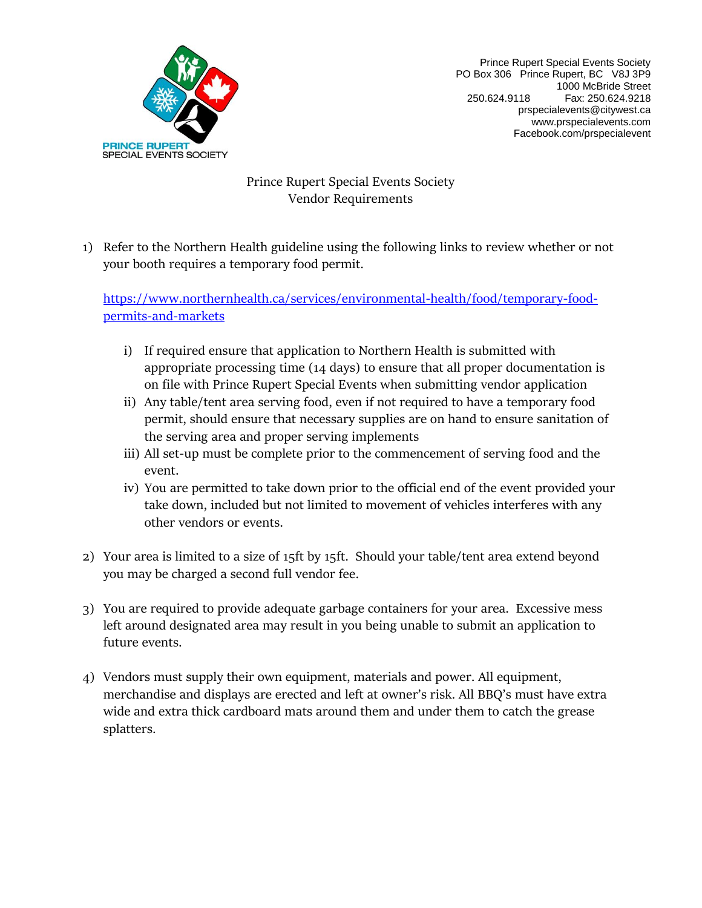PRINCE RUPERT SPECIAL EVENTS SOCIETY

Prince Rupert Special Events Society
PO Box 306 Prince Rupert, BC V8J 3P9
1000 McBride Street
250.624.9118 Fax: 250.624.9218
prspecialevents@citywest.ca
www.prspecialevents.com
Facebook.com/prspecialevent

# Prince Rupert Special Events Society
## Vendor Requirements

1) Refer to the Northern Health guideline using the following links to review whether or not your booth requires a temporary food permit.

   https://www.northernhealth.ca/services/environmental-health/food/temporary-food-permits-and-markets

   i) If required ensure that application to Northern Health is submitted with appropriate processing time (14 days) to ensure that all proper documentation is on file with Prince Rupert Special Events when submitting vendor application
   ii) Any table/tent area serving food, even if not required to have a temporary food permit, should ensure that necessary supplies are on hand to ensure sanitation of the serving area and proper serving implements
   iii) All set-up must be complete prior to the commencement of serving food and the event.
   iv) You are permitted to take down prior to the official end of the event provided your take down, included but not limited to movement of vehicles interferes with any other vendors or events.

2) Your area is limited to a size of 15ft by 15ft. Should your table/tent area extend beyond you may be charged a second full vendor fee.

3) You are required to provide adequate garbage containers for your area. Excessive mess left around designated area may result in you being unable to submit an application to future events.

4) Vendors must supply their own equipment, materials and power. All equipment, merchandise and displays are erected and left at owner's risk. All BBQ's must have extra wide and extra thick cardboard mats around them and under them to catch the grease splatters.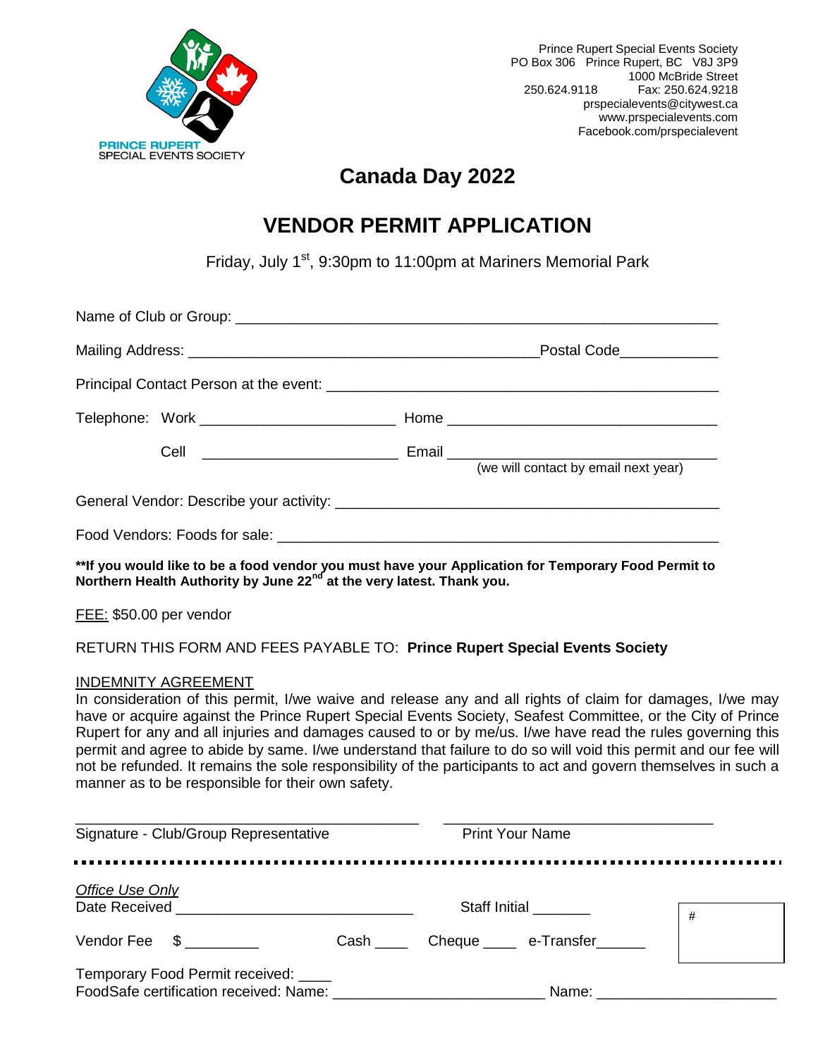PRINCE RUPERT
SPECIAL EVENTS SOCIETY

Prince Rupert Special Events Society
PO Box 306 Prince Rupert, BC V8J 3P9
1000 McBride Street
250.624.9118 Fax: 250.624.9218
prspecialevents@citywest.ca
www.prspecialevents.com
Facebook.com/prspecialevent

# Canada Day 2022

# VENDOR PERMIT APPLICATION

Friday, July 1st, 9:30pm to 11:00pm at Mariners Memorial Park

Name of Club or Group: ___________________________________________________________

Mailing Address: ___________________________________________ Postal Code____________

Principal Contact Person at the event: _______________________________________________

Telephone: Work ________________________ Home _________________________________

Cell ________________________ Email _________________________________
(we will contact by email next year)

General Vendor: Describe your activity: ______________________________________________

Food Vendors: Foods for sale: ____________________________________________________

**\*\*If you would like to be a food vendor you must have your Application for Temporary Food Permit to Northern Health Authority by June 22nd at the very latest. Thank you.**

FEE: $50.00 per vendor

RETURN THIS FORM AND FEES PAYABLE TO: **Prince Rupert Special Events Society**

INDEMNITY AGREEMENT

In consideration of this permit, I/we waive and release any and all rights of claim for damages, I/we may have or acquire against the Prince Rupert Special Events Society, Seafest Committee, or the City of Prince Rupert for any and all injuries and damages caused to or by me/us. I/we have read the rules governing this permit and agree to abide by same. I/we understand that failure to do so will void this permit and our fee will not be refunded. It remains the sole responsibility of the participants to act and govern themselves in such a manner as to be responsible for their own safety.

_________________________________________ _________________________________
Signature - Club/Group Representative Print Your Name

- - - - - - - - - - - - - - - - - - - - - - - - - - - - - - - - - - - - - - - - - - - - - - - - - - - - - - - - - - - - - - - - - -

*Office Use Only*

Date Received _____________________________ Staff Initial _______ #

Vendor Fee $ _________ Cash ____ Cheque ____ e-Transfer______

Temporary Food Permit received: ____

FoodSafe certification received: Name: _________________________ Name: _____________________